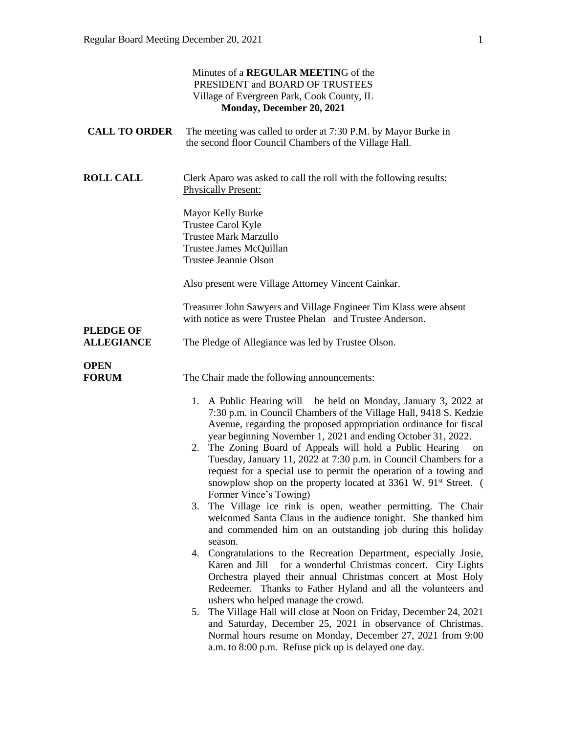Minutes of a **REGULAR MEETING** of the
PRESIDENT and BOARD OF TRUSTEES
Village of Evergreen Park, Cook County, IL
**Monday, December 20, 2021**

**CALL TO ORDER** The meeting was called to order at 7:30 P.M. by Mayor Burke in the second floor Council Chambers of the Village Hall.

**ROLL CALL** Clerk Aparo was asked to call the roll with the following results:
Physically Present:

Mayor Kelly Burke
Trustee Carol Kyle
Trustee Mark Marzullo
Trustee James McQuillan
Trustee Jeannie Olson

Also present were Village Attorney Vincent Cainkar.

Treasurer John Sawyers and Village Engineer Tim Klass were absent with notice as were Trustee Phelan and Trustee Anderson.

**PLEDGE OF ALLEGIANCE** The Pledge of Allegiance was led by Trustee Olson.

**OPEN FORUM** The Chair made the following announcements:

1. A Public Hearing will be held on Monday, January 3, 2022 at 7:30 p.m. in Council Chambers of the Village Hall, 9418 S. Kedzie Avenue, regarding the proposed appropriation ordinance for fiscal year beginning November 1, 2021 and ending October 31, 2022.
2. The Zoning Board of Appeals will hold a Public Hearing on Tuesday, January 11, 2022 at 7:30 p.m. in Council Chambers for a request for a special use to permit the operation of a towing and snowplow shop on the property located at 3361 W. 91st Street. ( Former Vince's Towing)
3. The Village ice rink is open, weather permitting. The Chair welcomed Santa Claus in the audience tonight. She thanked him and commended him on an outstanding job during this holiday season.
4. Congratulations to the Recreation Department, especially Josie, Karen and Jill for a wonderful Christmas concert. City Lights Orchestra played their annual Christmas concert at Most Holy Redeemer. Thanks to Father Hyland and all the volunteers and ushers who helped manage the crowd.
5. The Village Hall will close at Noon on Friday, December 24, 2021 and Saturday, December 25, 2021 in observance of Christmas. Normal hours resume on Monday, December 27, 2021 from 9:00 a.m. to 8:00 p.m. Refuse pick up is delayed one day.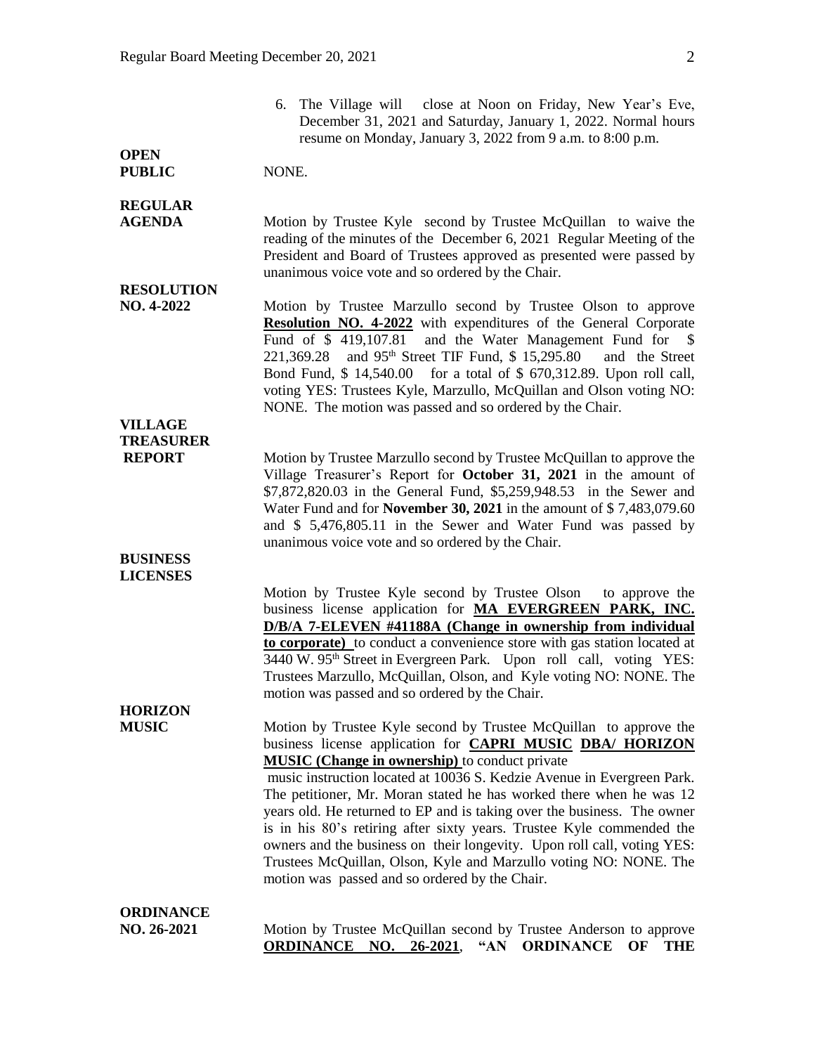6. The Village will close at Noon on Friday, New Year's Eve, December 31, 2021 and Saturday, January 1, 2022. Normal hours resume on Monday, January 3, 2022 from 9 a.m. to 8:00 p.m.

**OPEN PUBLIC**

NONE.

**REGULAR AGENDA**

Motion by Trustee Kyle second by Trustee McQuillan to waive the reading of the minutes of the December 6, 2021 Regular Meeting of the President and Board of Trustees approved as presented were passed by unanimous voice vote and so ordered by the Chair.

**RESOLUTION NO. 4-2022**

Motion by Trustee Marzullo second by Trustee Olson to approve **Resolution NO. 4-2022** with expenditures of the General Corporate Fund of $ 419,107.81 and the Water Management Fund for $ 221,369.28 and 95th Street TIF Fund, $ 15,295.80 and the Street Bond Fund, $ 14,540.00 for a total of $ 670,312.89. Upon roll call, voting YES: Trustees Kyle, Marzullo, McQuillan and Olson voting NO: NONE. The motion was passed and so ordered by the Chair.

**VILLAGE TREASURER REPORT**

Motion by Trustee Marzullo second by Trustee McQuillan to approve the Village Treasurer's Report for **October 31, 2021** in the amount of $7,872,820.03 in the General Fund, $5,259,948.53 in the Sewer and Water Fund and for **November 30, 2021** in the amount of $ 7,483,079.60 and $ 5,476,805.11 in the Sewer and Water Fund was passed by unanimous voice vote and so ordered by the Chair.

**BUSINESS LICENSES**

Motion by Trustee Kyle second by Trustee Olson to approve the business license application for **MA EVERGREEN PARK, INC. D/B/A 7-ELEVEN #41188A (Change in ownership from individual to corporate)** to conduct a convenience store with gas station located at 3440 W. 95th Street in Evergreen Park. Upon roll call, voting YES: Trustees Marzullo, McQuillan, Olson, and Kyle voting NO: NONE. The motion was passed and so ordered by the Chair.

**HORIZON MUSIC**

Motion by Trustee Kyle second by Trustee McQuillan to approve the business license application for **CAPRI MUSIC DBA/ HORIZON MUSIC (Change in ownership)** to conduct private music instruction located at 10036 S. Kedzie Avenue in Evergreen Park. The petitioner, Mr. Moran stated he has worked there when he was 12 years old. He returned to EP and is taking over the business. The owner is in his 80's retiring after sixty years. Trustee Kyle commended the owners and the business on their longevity. Upon roll call, voting YES: Trustees McQuillan, Olson, Kyle and Marzullo voting NO: NONE. The motion was passed and so ordered by the Chair.

**ORDINANCE NO. 26-2021**

Motion by Trustee McQuillan second by Trustee Anderson to approve **ORDINANCE NO. 26-2021**, **"AN ORDINANCE OF THE**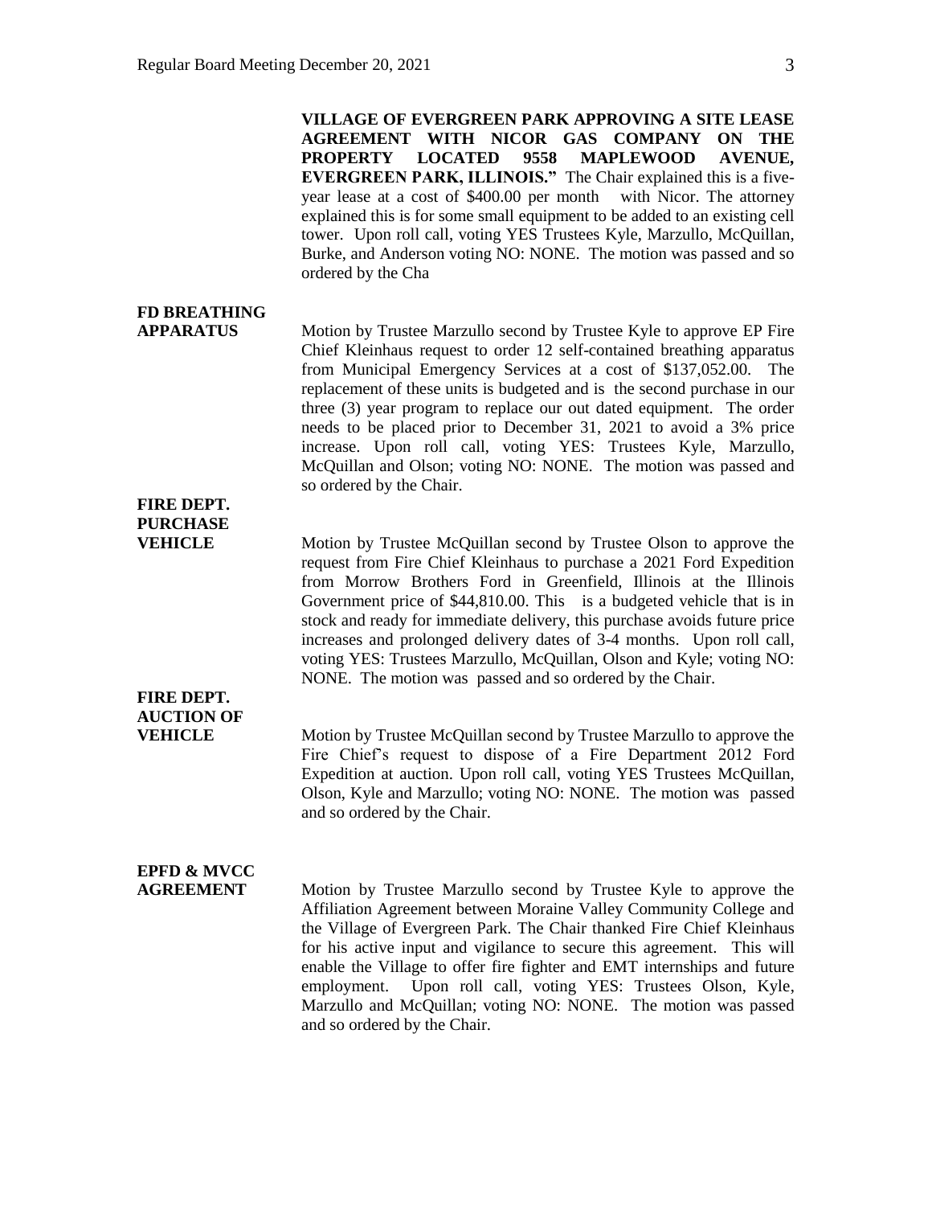**VILLAGE OF EVERGREEN PARK APPROVING A SITE LEASE AGREEMENT WITH NICOR GAS COMPANY ON THE PROPERTY LOCATED 9558 MAPLEWOOD AVENUE, EVERGREEN PARK, ILLINOIS."** The Chair explained this is a five-year lease at a cost of $400.00 per month with Nicor. The attorney explained this is for some small equipment to be added to an existing cell tower. Upon roll call, voting YES Trustees Kyle, Marzullo, McQuillan, Burke, and Anderson voting NO: NONE. The motion was passed and so ordered by the Cha

**FD BREATHING APPARATUS**

Motion by Trustee Marzullo second by Trustee Kyle to approve EP Fire Chief Kleinhaus request to order 12 self-contained breathing apparatus from Municipal Emergency Services at a cost of $137,052.00. The replacement of these units is budgeted and is the second purchase in our three (3) year program to replace our out dated equipment. The order needs to be placed prior to December 31, 2021 to avoid a 3% price increase. Upon roll call, voting YES: Trustees Kyle, Marzullo, McQuillan and Olson; voting NO: NONE. The motion was passed and so ordered by the Chair.

**FIRE DEPT. PURCHASE VEHICLE**

Motion by Trustee McQuillan second by Trustee Olson to approve the request from Fire Chief Kleinhaus to purchase a 2021 Ford Expedition from Morrow Brothers Ford in Greenfield, Illinois at the Illinois Government price of $44,810.00. This is a budgeted vehicle that is in stock and ready for immediate delivery, this purchase avoids future price increases and prolonged delivery dates of 3-4 months. Upon roll call, voting YES: Trustees Marzullo, McQuillan, Olson and Kyle; voting NO: NONE. The motion was passed and so ordered by the Chair.

**FIRE DEPT. AUCTION OF VEHICLE**

Motion by Trustee McQuillan second by Trustee Marzullo to approve the Fire Chief's request to dispose of a Fire Department 2012 Ford Expedition at auction. Upon roll call, voting YES Trustees McQuillan, Olson, Kyle and Marzullo; voting NO: NONE. The motion was passed and so ordered by the Chair.

**EPFD & MVCC AGREEMENT**

Motion by Trustee Marzullo second by Trustee Kyle to approve the Affiliation Agreement between Moraine Valley Community College and the Village of Evergreen Park. The Chair thanked Fire Chief Kleinhaus for his active input and vigilance to secure this agreement. This will enable the Village to offer fire fighter and EMT internships and future employment. Upon roll call, voting YES: Trustees Olson, Kyle, Marzullo and McQuillan; voting NO: NONE. The motion was passed and so ordered by the Chair.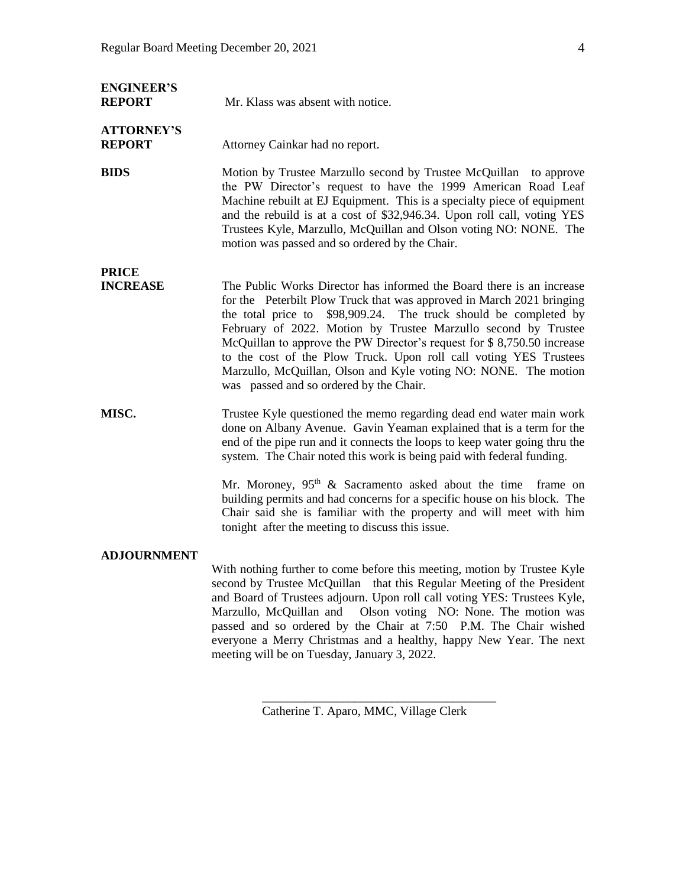**ENGINEER'S REPORT** Mr. Klass was absent with notice.

**ATTORNEY'S REPORT** Attorney Cainkar had no report.

**BIDS** Motion by Trustee Marzullo second by Trustee McQuillan to approve the PW Director's request to have the 1999 American Road Leaf Machine rebuilt at EJ Equipment. This is a specialty piece of equipment and the rebuild is at a cost of $32,946.34. Upon roll call, voting YES Trustees Kyle, Marzullo, McQuillan and Olson voting NO: NONE. The motion was passed and so ordered by the Chair.

**PRICE INCREASE** The Public Works Director has informed the Board there is an increase for the Peterbilt Plow Truck that was approved in March 2021 bringing the total price to $98,909.24. The truck should be completed by February of 2022. Motion by Trustee Marzullo second by Trustee McQuillan to approve the PW Director's request for $ 8,750.50 increase to the cost of the Plow Truck. Upon roll call voting YES Trustees Marzullo, McQuillan, Olson and Kyle voting NO: NONE. The motion was passed and so ordered by the Chair.

**MISC.** Trustee Kyle questioned the memo regarding dead end water main work done on Albany Avenue. Gavin Yeaman explained that is a term for the end of the pipe run and it connects the loops to keep water going thru the system. The Chair noted this work is being paid with federal funding.

Mr. Moroney, 95th & Sacramento asked about the time frame on building permits and had concerns for a specific house on his block. The Chair said she is familiar with the property and will meet with him tonight after the meeting to discuss this issue.

**ADJOURNMENT**

With nothing further to come before this meeting, motion by Trustee Kyle second by Trustee McQuillan that this Regular Meeting of the President and Board of Trustees adjourn. Upon roll call voting YES: Trustees Kyle, Marzullo, McQuillan and Olson voting NO: None. The motion was passed and so ordered by the Chair at 7:50 P.M. The Chair wished everyone a Merry Christmas and a healthy, happy New Year. The next meeting will be on Tuesday, January 3, 2022.

\_\_\_\_\_\_\_\_\_\_\_\_\_\_\_\_\_\_\_\_\_\_\_\_\_\_\_\_\_\_\_\_\_\_\_\_\_\_

Catherine T. Aparo, MMC, Village Clerk